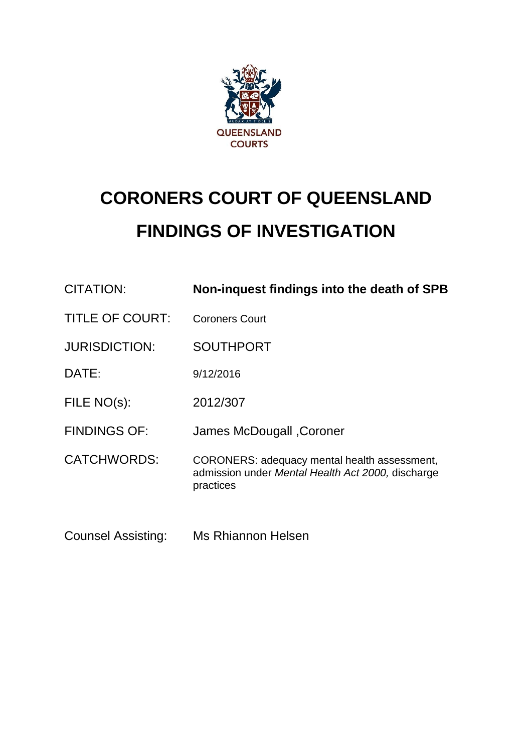QUEENSLAND COURTS

# CORONERS COURT OF QUEENSLAND
# FINDINGS OF INVESTIGATION

| | |
|---|---|
| CITATION: | **Non-inquest findings into the death of SPB** |
| TITLE OF COURT: | Coroners Court |
| JURISDICTION: | SOUTHPORT |
| DATE: | 9/12/2016 |
| FILE NO(s): | 2012/307 |
| FINDINGS OF: | James McDougall ,Coroner |
| CATCHWORDS: | CORONERS: adequacy mental health assessment, admission under *Mental Health Act 2000,* discharge practices |

Counsel Assisting: Ms Rhiannon Helsen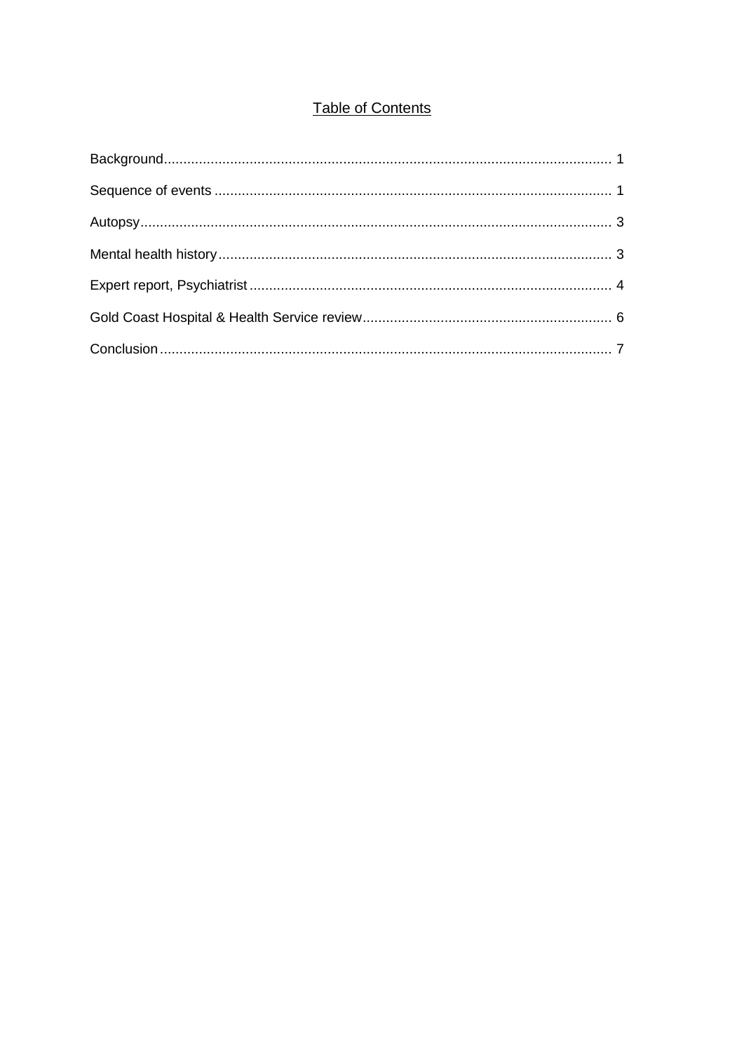## Table of Contents

Background .................................................................................................................. 1

Sequence of events ..................................................................................................... 1

Autopsy ........................................................................................................................ 3

Mental health history .................................................................................................... 3

Expert report, Psychiatrist ............................................................................................ 4

Gold Coast Hospital & Health Service review ............................................................... 6

Conclusion ................................................................................................................... 7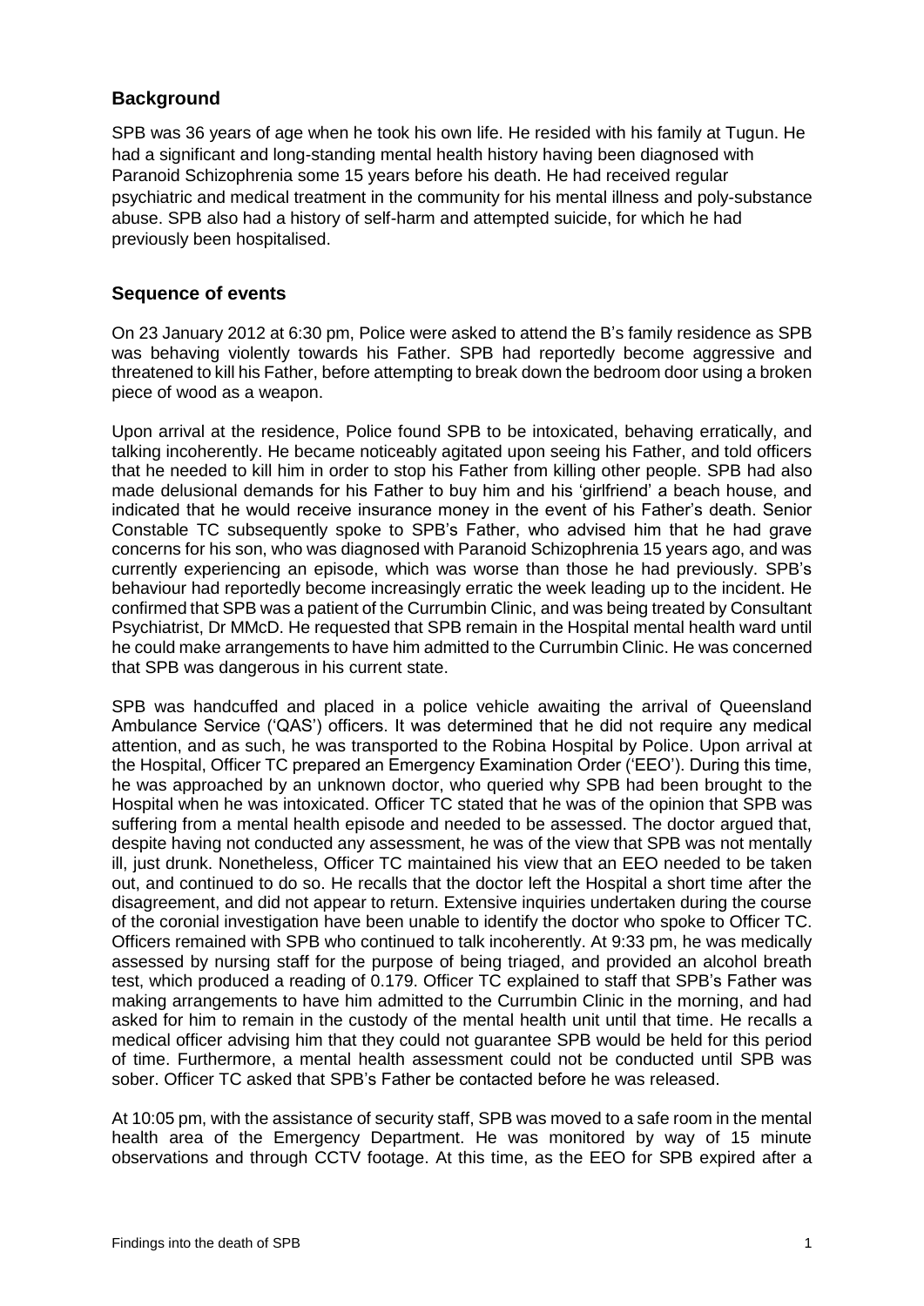## Background

SPB was 36 years of age when he took his own life. He resided with his family at Tugun. He had a significant and long-standing mental health history having been diagnosed with Paranoid Schizophrenia some 15 years before his death. He had received regular psychiatric and medical treatment in the community for his mental illness and poly-substance abuse. SPB also had a history of self-harm and attempted suicide, for which he had previously been hospitalised.

## Sequence of events

On 23 January 2012 at 6:30 pm, Police were asked to attend the B's family residence as SPB was behaving violently towards his Father. SPB had reportedly become aggressive and threatened to kill his Father, before attempting to break down the bedroom door using a broken piece of wood as a weapon.

Upon arrival at the residence, Police found SPB to be intoxicated, behaving erratically, and talking incoherently. He became noticeably agitated upon seeing his Father, and told officers that he needed to kill him in order to stop his Father from killing other people. SPB had also made delusional demands for his Father to buy him and his 'girlfriend' a beach house, and indicated that he would receive insurance money in the event of his Father's death. Senior Constable TC subsequently spoke to SPB's Father, who advised him that he had grave concerns for his son, who was diagnosed with Paranoid Schizophrenia 15 years ago, and was currently experiencing an episode, which was worse than those he had previously. SPB's behaviour had reportedly become increasingly erratic the week leading up to the incident. He confirmed that SPB was a patient of the Currumbin Clinic, and was being treated by Consultant Psychiatrist, Dr MMcD. He requested that SPB remain in the Hospital mental health ward until he could make arrangements to have him admitted to the Currumbin Clinic. He was concerned that SPB was dangerous in his current state.

SPB was handcuffed and placed in a police vehicle awaiting the arrival of Queensland Ambulance Service ('QAS') officers. It was determined that he did not require any medical attention, and as such, he was transported to the Robina Hospital by Police. Upon arrival at the Hospital, Officer TC prepared an Emergency Examination Order ('EEO'). During this time, he was approached by an unknown doctor, who queried why SPB had been brought to the Hospital when he was intoxicated. Officer TC stated that he was of the opinion that SPB was suffering from a mental health episode and needed to be assessed. The doctor argued that, despite having not conducted any assessment, he was of the view that SPB was not mentally ill, just drunk. Nonetheless, Officer TC maintained his view that an EEO needed to be taken out, and continued to do so. He recalls that the doctor left the Hospital a short time after the disagreement, and did not appear to return. Extensive inquiries undertaken during the course of the coronial investigation have been unable to identify the doctor who spoke to Officer TC. Officers remained with SPB who continued to talk incoherently. At 9:33 pm, he was medically assessed by nursing staff for the purpose of being triaged, and provided an alcohol breath test, which produced a reading of 0.179. Officer TC explained to staff that SPB's Father was making arrangements to have him admitted to the Currumbin Clinic in the morning, and had asked for him to remain in the custody of the mental health unit until that time. He recalls a medical officer advising him that they could not guarantee SPB would be held for this period of time. Furthermore, a mental health assessment could not be conducted until SPB was sober. Officer TC asked that SPB's Father be contacted before he was released.

At 10:05 pm, with the assistance of security staff, SPB was moved to a safe room in the mental health area of the Emergency Department. He was monitored by way of 15 minute observations and through CCTV footage. At this time, as the EEO for SPB expired after a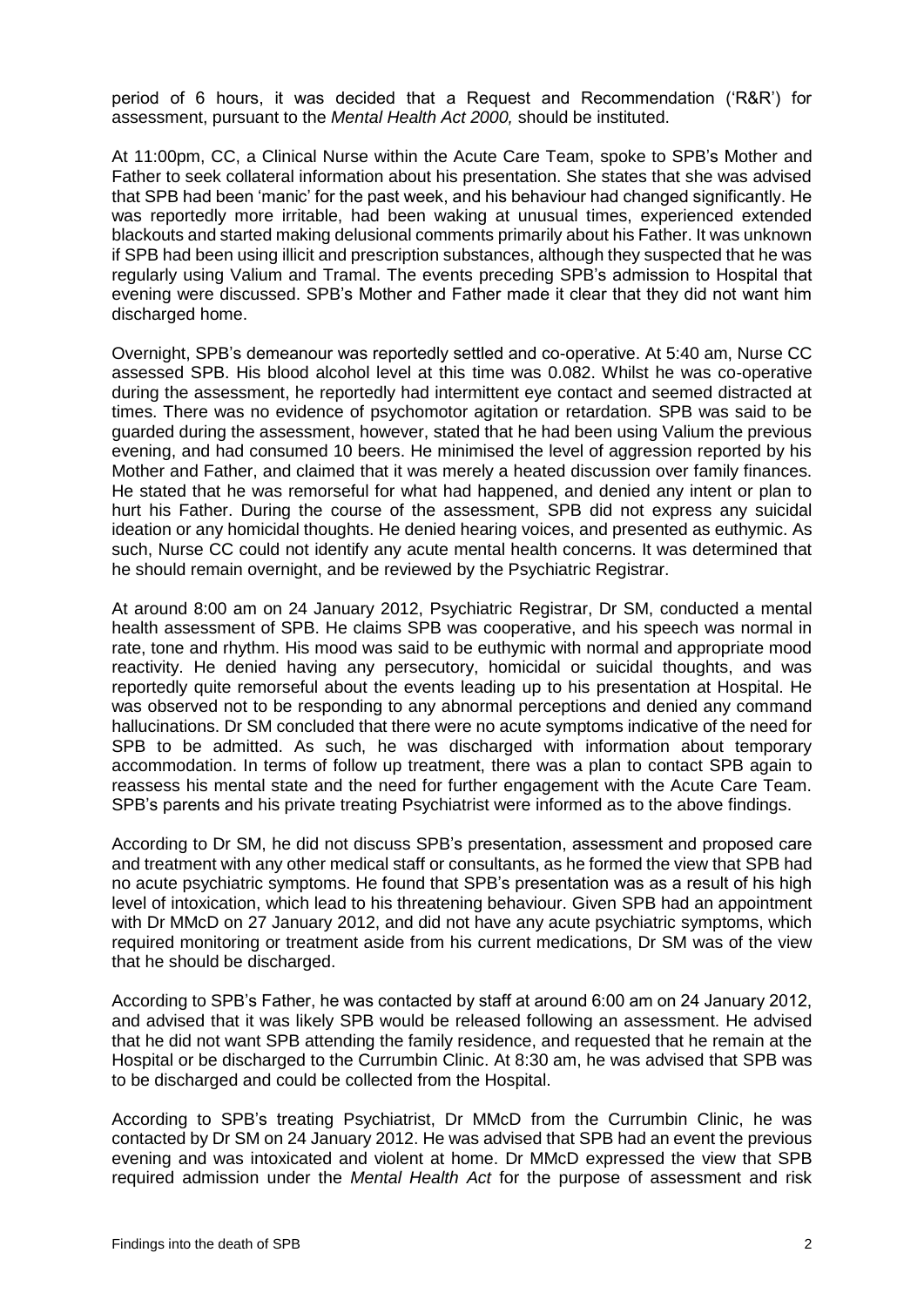period of 6 hours, it was decided that a Request and Recommendation ('R&R') for assessment, pursuant to the *Mental Health Act 2000,* should be instituted.

At 11:00pm, CC, a Clinical Nurse within the Acute Care Team, spoke to SPB's Mother and Father to seek collateral information about his presentation. She states that she was advised that SPB had been 'manic' for the past week, and his behaviour had changed significantly. He was reportedly more irritable, had been waking at unusual times, experienced extended blackouts and started making delusional comments primarily about his Father. It was unknown if SPB had been using illicit and prescription substances, although they suspected that he was regularly using Valium and Tramal. The events preceding SPB's admission to Hospital that evening were discussed. SPB's Mother and Father made it clear that they did not want him discharged home.

Overnight, SPB's demeanour was reportedly settled and co-operative. At 5:40 am, Nurse CC assessed SPB. His blood alcohol level at this time was 0.082. Whilst he was co-operative during the assessment, he reportedly had intermittent eye contact and seemed distracted at times. There was no evidence of psychomotor agitation or retardation. SPB was said to be guarded during the assessment, however, stated that he had been using Valium the previous evening, and had consumed 10 beers. He minimised the level of aggression reported by his Mother and Father, and claimed that it was merely a heated discussion over family finances. He stated that he was remorseful for what had happened, and denied any intent or plan to hurt his Father. During the course of the assessment, SPB did not express any suicidal ideation or any homicidal thoughts. He denied hearing voices, and presented as euthymic. As such, Nurse CC could not identify any acute mental health concerns. It was determined that he should remain overnight, and be reviewed by the Psychiatric Registrar.

At around 8:00 am on 24 January 2012, Psychiatric Registrar, Dr SM, conducted a mental health assessment of SPB. He claims SPB was cooperative, and his speech was normal in rate, tone and rhythm. His mood was said to be euthymic with normal and appropriate mood reactivity. He denied having any persecutory, homicidal or suicidal thoughts, and was reportedly quite remorseful about the events leading up to his presentation at Hospital. He was observed not to be responding to any abnormal perceptions and denied any command hallucinations. Dr SM concluded that there were no acute symptoms indicative of the need for SPB to be admitted. As such, he was discharged with information about temporary accommodation. In terms of follow up treatment, there was a plan to contact SPB again to reassess his mental state and the need for further engagement with the Acute Care Team. SPB's parents and his private treating Psychiatrist were informed as to the above findings.

According to Dr SM, he did not discuss SPB's presentation, assessment and proposed care and treatment with any other medical staff or consultants, as he formed the view that SPB had no acute psychiatric symptoms. He found that SPB's presentation was as a result of his high level of intoxication, which lead to his threatening behaviour. Given SPB had an appointment with Dr MMcD on 27 January 2012, and did not have any acute psychiatric symptoms, which required monitoring or treatment aside from his current medications, Dr SM was of the view that he should be discharged.

According to SPB's Father, he was contacted by staff at around 6:00 am on 24 January 2012, and advised that it was likely SPB would be released following an assessment. He advised that he did not want SPB attending the family residence, and requested that he remain at the Hospital or be discharged to the Currumbin Clinic. At 8:30 am, he was advised that SPB was to be discharged and could be collected from the Hospital.

According to SPB's treating Psychiatrist, Dr MMcD from the Currumbin Clinic, he was contacted by Dr SM on 24 January 2012. He was advised that SPB had an event the previous evening and was intoxicated and violent at home. Dr MMcD expressed the view that SPB required admission under the *Mental Health Act* for the purpose of assessment and risk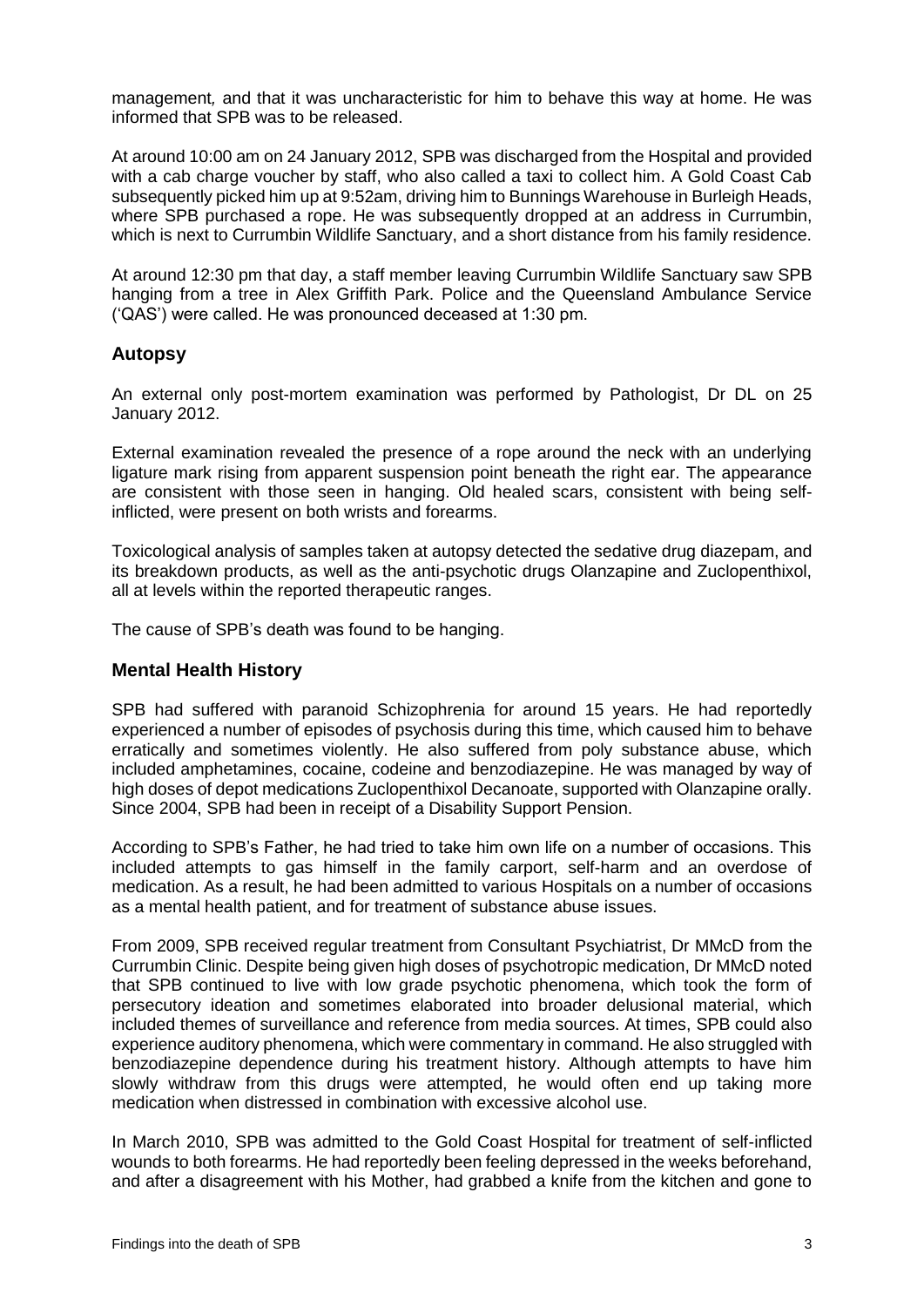management*,* and that it was uncharacteristic for him to behave this way at home. He was informed that SPB was to be released.

At around 10:00 am on 24 January 2012, SPB was discharged from the Hospital and provided with a cab charge voucher by staff, who also called a taxi to collect him. A Gold Coast Cab subsequently picked him up at 9:52am, driving him to Bunnings Warehouse in Burleigh Heads, where SPB purchased a rope. He was subsequently dropped at an address in Currumbin, which is next to Currumbin Wildlife Sanctuary, and a short distance from his family residence.

At around 12:30 pm that day, a staff member leaving Currumbin Wildlife Sanctuary saw SPB hanging from a tree in Alex Griffith Park. Police and the Queensland Ambulance Service ('QAS') were called. He was pronounced deceased at 1:30 pm.

## Autopsy

An external only post-mortem examination was performed by Pathologist, Dr DL on 25 January 2012.

External examination revealed the presence of a rope around the neck with an underlying ligature mark rising from apparent suspension point beneath the right ear. The appearance are consistent with those seen in hanging. Old healed scars, consistent with being self-inflicted, were present on both wrists and forearms.

Toxicological analysis of samples taken at autopsy detected the sedative drug diazepam, and its breakdown products, as well as the anti-psychotic drugs Olanzapine and Zuclopenthixol, all at levels within the reported therapeutic ranges.

The cause of SPB's death was found to be hanging.

## Mental Health History

SPB had suffered with paranoid Schizophrenia for around 15 years. He had reportedly experienced a number of episodes of psychosis during this time, which caused him to behave erratically and sometimes violently. He also suffered from poly substance abuse, which included amphetamines, cocaine, codeine and benzodiazepine. He was managed by way of high doses of depot medications Zuclopenthixol Decanoate, supported with Olanzapine orally. Since 2004, SPB had been in receipt of a Disability Support Pension.

According to SPB's Father, he had tried to take him own life on a number of occasions. This included attempts to gas himself in the family carport, self-harm and an overdose of medication. As a result, he had been admitted to various Hospitals on a number of occasions as a mental health patient, and for treatment of substance abuse issues.

From 2009, SPB received regular treatment from Consultant Psychiatrist, Dr MMcD from the Currumbin Clinic. Despite being given high doses of psychotropic medication, Dr MMcD noted that SPB continued to live with low grade psychotic phenomena, which took the form of persecutory ideation and sometimes elaborated into broader delusional material, which included themes of surveillance and reference from media sources. At times, SPB could also experience auditory phenomena, which were commentary in command. He also struggled with benzodiazepine dependence during his treatment history. Although attempts to have him slowly withdraw from this drugs were attempted, he would often end up taking more medication when distressed in combination with excessive alcohol use.

In March 2010, SPB was admitted to the Gold Coast Hospital for treatment of self-inflicted wounds to both forearms. He had reportedly been feeling depressed in the weeks beforehand, and after a disagreement with his Mother, had grabbed a knife from the kitchen and gone to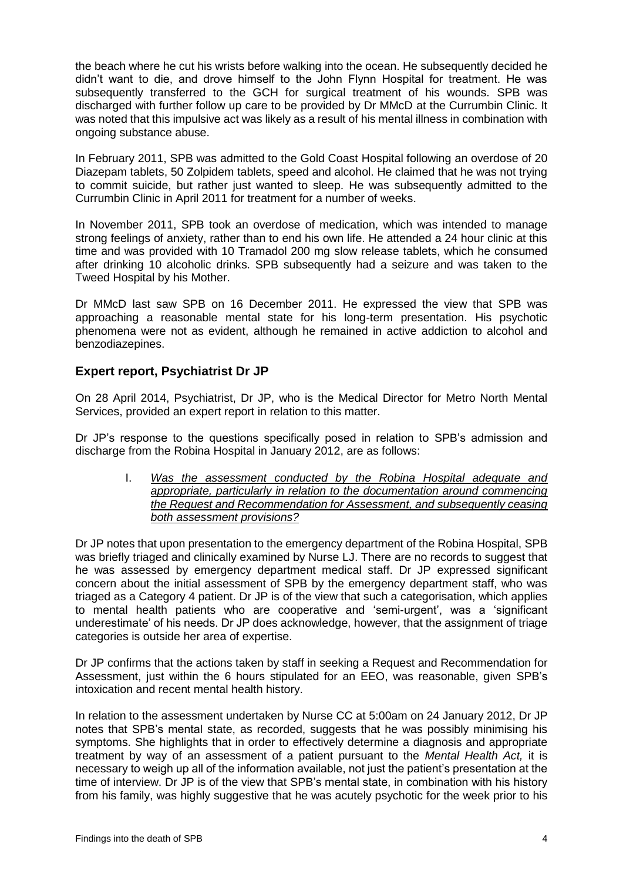the beach where he cut his wrists before walking into the ocean. He subsequently decided he didn't want to die, and drove himself to the John Flynn Hospital for treatment. He was subsequently transferred to the GCH for surgical treatment of his wounds. SPB was discharged with further follow up care to be provided by Dr MMcD at the Currumbin Clinic. It was noted that this impulsive act was likely as a result of his mental illness in combination with ongoing substance abuse.

In February 2011, SPB was admitted to the Gold Coast Hospital following an overdose of 20 Diazepam tablets, 50 Zolpidem tablets, speed and alcohol. He claimed that he was not trying to commit suicide, but rather just wanted to sleep. He was subsequently admitted to the Currumbin Clinic in April 2011 for treatment for a number of weeks.

In November 2011, SPB took an overdose of medication, which was intended to manage strong feelings of anxiety, rather than to end his own life. He attended a 24 hour clinic at this time and was provided with 10 Tramadol 200 mg slow release tablets, which he consumed after drinking 10 alcoholic drinks. SPB subsequently had a seizure and was taken to the Tweed Hospital by his Mother.

Dr MMcD last saw SPB on 16 December 2011. He expressed the view that SPB was approaching a reasonable mental state for his long-term presentation. His psychotic phenomena were not as evident, although he remained in active addiction to alcohol and benzodiazepines.

## Expert report, Psychiatrist Dr JP

On 28 April 2014, Psychiatrist, Dr JP, who is the Medical Director for Metro North Mental Services, provided an expert report in relation to this matter.

Dr JP's response to the questions specifically posed in relation to SPB's admission and discharge from the Robina Hospital in January 2012, are as follows:

> I. *Was the assessment conducted by the Robina Hospital adequate and appropriate, particularly in relation to the documentation around commencing the Request and Recommendation for Assessment, and subsequently ceasing both assessment provisions?*

Dr JP notes that upon presentation to the emergency department of the Robina Hospital, SPB was briefly triaged and clinically examined by Nurse LJ. There are no records to suggest that he was assessed by emergency department medical staff. Dr JP expressed significant concern about the initial assessment of SPB by the emergency department staff, who was triaged as a Category 4 patient. Dr JP is of the view that such a categorisation, which applies to mental health patients who are cooperative and 'semi-urgent', was a 'significant underestimate' of his needs. Dr JP does acknowledge, however, that the assignment of triage categories is outside her area of expertise.

Dr JP confirms that the actions taken by staff in seeking a Request and Recommendation for Assessment, just within the 6 hours stipulated for an EEO, was reasonable, given SPB's intoxication and recent mental health history.

In relation to the assessment undertaken by Nurse CC at 5:00am on 24 January 2012, Dr JP notes that SPB's mental state, as recorded, suggests that he was possibly minimising his symptoms. She highlights that in order to effectively determine a diagnosis and appropriate treatment by way of an assessment of a patient pursuant to the *Mental Health Act,* it is necessary to weigh up all of the information available, not just the patient's presentation at the time of interview. Dr JP is of the view that SPB's mental state, in combination with his history from his family, was highly suggestive that he was acutely psychotic for the week prior to his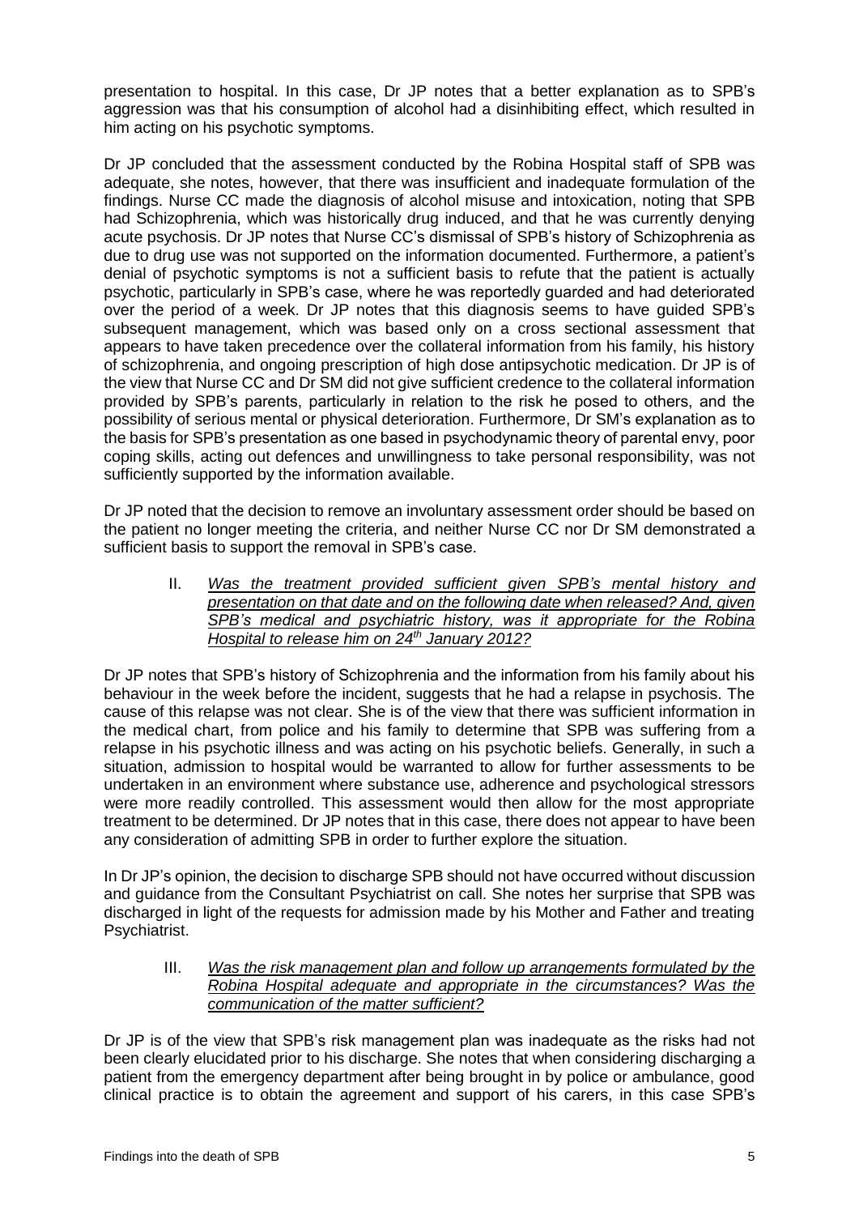presentation to hospital. In this case, Dr JP notes that a better explanation as to SPB's aggression was that his consumption of alcohol had a disinhibiting effect, which resulted in him acting on his psychotic symptoms.

Dr JP concluded that the assessment conducted by the Robina Hospital staff of SPB was adequate, she notes, however, that there was insufficient and inadequate formulation of the findings. Nurse CC made the diagnosis of alcohol misuse and intoxication, noting that SPB had Schizophrenia, which was historically drug induced, and that he was currently denying acute psychosis. Dr JP notes that Nurse CC's dismissal of SPB's history of Schizophrenia as due to drug use was not supported on the information documented. Furthermore, a patient's denial of psychotic symptoms is not a sufficient basis to refute that the patient is actually psychotic, particularly in SPB's case, where he was reportedly guarded and had deteriorated over the period of a week. Dr JP notes that this diagnosis seems to have guided SPB's subsequent management, which was based only on a cross sectional assessment that appears to have taken precedence over the collateral information from his family, his history of schizophrenia, and ongoing prescription of high dose antipsychotic medication. Dr JP is of the view that Nurse CC and Dr SM did not give sufficient credence to the collateral information provided by SPB's parents, particularly in relation to the risk he posed to others, and the possibility of serious mental or physical deterioration. Furthermore, Dr SM's explanation as to the basis for SPB's presentation as one based in psychodynamic theory of parental envy, poor coping skills, acting out defences and unwillingness to take personal responsibility, was not sufficiently supported by the information available.

Dr JP noted that the decision to remove an involuntary assessment order should be based on the patient no longer meeting the criteria, and neither Nurse CC nor Dr SM demonstrated a sufficient basis to support the removal in SPB's case.

II. *Was the treatment provided sufficient given SPB's mental history and presentation on that date and on the following date when released? And, given SPB's medical and psychiatric history, was it appropriate for the Robina Hospital to release him on 24th January 2012?*

Dr JP notes that SPB's history of Schizophrenia and the information from his family about his behaviour in the week before the incident, suggests that he had a relapse in psychosis. The cause of this relapse was not clear. She is of the view that there was sufficient information in the medical chart, from police and his family to determine that SPB was suffering from a relapse in his psychotic illness and was acting on his psychotic beliefs. Generally, in such a situation, admission to hospital would be warranted to allow for further assessments to be undertaken in an environment where substance use, adherence and psychological stressors were more readily controlled. This assessment would then allow for the most appropriate treatment to be determined. Dr JP notes that in this case, there does not appear to have been any consideration of admitting SPB in order to further explore the situation.

In Dr JP's opinion, the decision to discharge SPB should not have occurred without discussion and guidance from the Consultant Psychiatrist on call. She notes her surprise that SPB was discharged in light of the requests for admission made by his Mother and Father and treating Psychiatrist.

III. *Was the risk management plan and follow up arrangements formulated by the Robina Hospital adequate and appropriate in the circumstances? Was the communication of the matter sufficient?*

Dr JP is of the view that SPB's risk management plan was inadequate as the risks had not been clearly elucidated prior to his discharge. She notes that when considering discharging a patient from the emergency department after being brought in by police or ambulance, good clinical practice is to obtain the agreement and support of his carers, in this case SPB's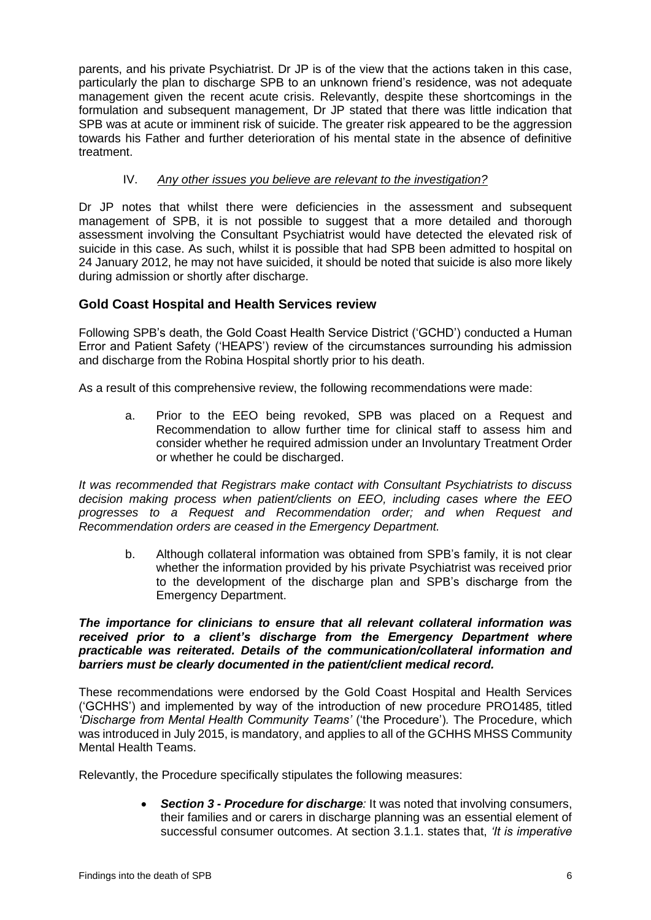parents, and his private Psychiatrist. Dr JP is of the view that the actions taken in this case, particularly the plan to discharge SPB to an unknown friend's residence, was not adequate management given the recent acute crisis. Relevantly, despite these shortcomings in the formulation and subsequent management, Dr JP stated that there was little indication that SPB was at acute or imminent risk of suicide. The greater risk appeared to be the aggression towards his Father and further deterioration of his mental state in the absence of definitive treatment.

IV. *Any other issues you believe are relevant to the investigation?*

Dr JP notes that whilst there were deficiencies in the assessment and subsequent management of SPB, it is not possible to suggest that a more detailed and thorough assessment involving the Consultant Psychiatrist would have detected the elevated risk of suicide in this case. As such, whilst it is possible that had SPB been admitted to hospital on 24 January 2012, he may not have suicided, it should be noted that suicide is also more likely during admission or shortly after discharge.

## Gold Coast Hospital and Health Services review

Following SPB's death, the Gold Coast Health Service District ('GCHD') conducted a Human Error and Patient Safety ('HEAPS') review of the circumstances surrounding his admission and discharge from the Robina Hospital shortly prior to his death.

As a result of this comprehensive review, the following recommendations were made:

a. Prior to the EEO being revoked, SPB was placed on a Request and Recommendation to allow further time for clinical staff to assess him and consider whether he required admission under an Involuntary Treatment Order or whether he could be discharged.

*It was recommended that Registrars make contact with Consultant Psychiatrists to discuss decision making process when patient/clients on EEO, including cases where the EEO progresses to a Request and Recommendation order; and when Request and Recommendation orders are ceased in the Emergency Department.*

b. Although collateral information was obtained from SPB's family, it is not clear whether the information provided by his private Psychiatrist was received prior to the development of the discharge plan and SPB's discharge from the Emergency Department.

***The importance for clinicians to ensure that all relevant collateral information was received prior to a client's discharge from the Emergency Department where practicable was reiterated. Details of the communication/collateral information and barriers must be clearly documented in the patient/client medical record.***

These recommendations were endorsed by the Gold Coast Hospital and Health Services ('GCHHS') and implemented by way of the introduction of new procedure PRO1485, titled *'Discharge from Mental Health Community Teams'* ('the Procedure'). The Procedure, which was introduced in July 2015, is mandatory, and applies to all of the GCHHS MHSS Community Mental Health Teams.

Relevantly, the Procedure specifically stipulates the following measures:

- ***Section 3 - Procedure for discharge****:* It was noted that involving consumers, their families and or carers in discharge planning was an essential element of successful consumer outcomes. At section 3.1.1. states that, *'It is imperative*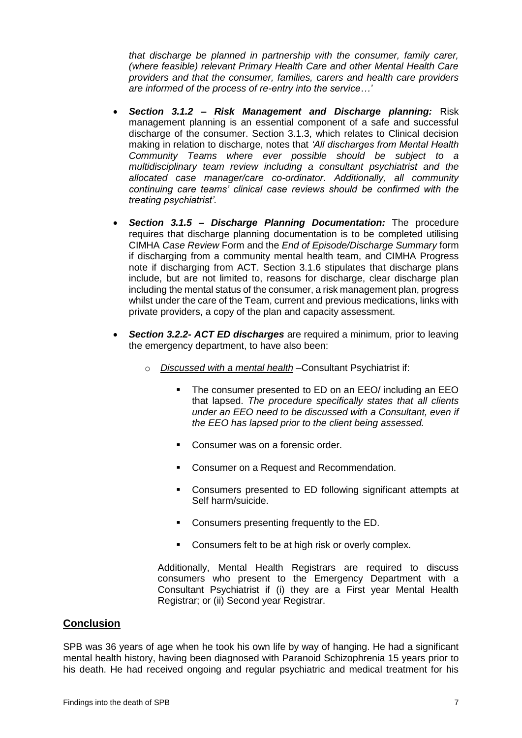*that discharge be planned in partnership with the consumer, family carer, (where feasible) relevant Primary Health Care and other Mental Health Care providers and that the consumer, families, carers and health care providers are informed of the process of re-entry into the service…'*

- ***Section 3.1.2 – Risk Management and Discharge planning:*** Risk management planning is an essential component of a safe and successful discharge of the consumer. Section 3.1.3, which relates to Clinical decision making in relation to discharge, notes that *'All discharges from Mental Health Community Teams where ever possible should be subject to a multidisciplinary team review including a consultant psychiatrist and the allocated case manager/care co-ordinator. Additionally, all community continuing care teams' clinical case reviews should be confirmed with the treating psychiatrist'*.

- ***Section 3.1.5 – Discharge Planning Documentation:*** The procedure requires that discharge planning documentation is to be completed utilising CIMHA *Case Review* Form and the *End of Episode/Discharge Summary* form if discharging from a community mental health team, and CIMHA Progress note if discharging from ACT. Section 3.1.6 stipulates that discharge plans include, but are not limited to, reasons for discharge, clear discharge plan including the mental status of the consumer, a risk management plan, progress whilst under the care of the Team, current and previous medications, links with private providers, a copy of the plan and capacity assessment.

- ***Section 3.2.2- ACT ED discharges*** are required a minimum, prior to leaving the emergency department, to have also been:

  - *Discussed with a mental health* –Consultant Psychiatrist if:

    - The consumer presented to ED on an EEO/ including an EEO that lapsed. *The procedure specifically states that all clients under an EEO need to be discussed with a Consultant, even if the EEO has lapsed prior to the client being assessed.*
    - Consumer was on a forensic order.
    - Consumer on a Request and Recommendation.
    - Consumers presented to ED following significant attempts at Self harm/suicide.
    - Consumers presenting frequently to the ED.
    - Consumers felt to be at high risk or overly complex.

    Additionally, Mental Health Registrars are required to discuss consumers who present to the Emergency Department with a Consultant Psychiatrist if (i) they are a First year Mental Health Registrar; or (ii) Second year Registrar.

## Conclusion

SPB was 36 years of age when he took his own life by way of hanging. He had a significant mental health history, having been diagnosed with Paranoid Schizophrenia 15 years prior to his death. He had received ongoing and regular psychiatric and medical treatment for his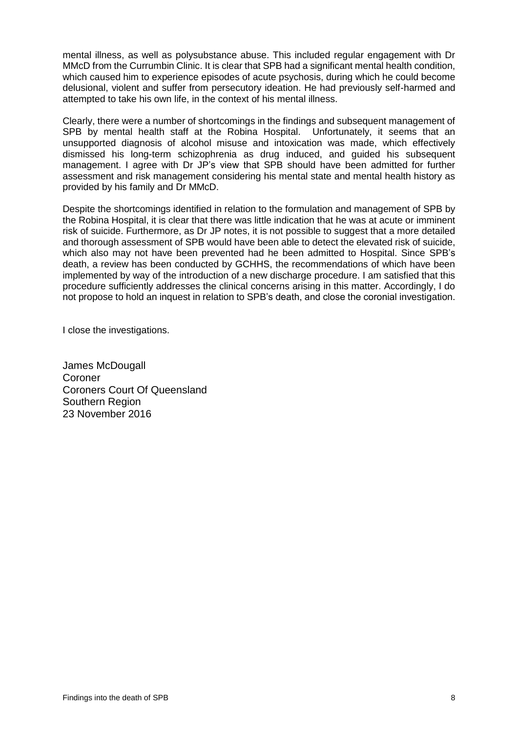mental illness, as well as polysubstance abuse. This included regular engagement with Dr MMcD from the Currumbin Clinic. It is clear that SPB had a significant mental health condition, which caused him to experience episodes of acute psychosis, during which he could become delusional, violent and suffer from persecutory ideation. He had previously self-harmed and attempted to take his own life, in the context of his mental illness.

Clearly, there were a number of shortcomings in the findings and subsequent management of SPB by mental health staff at the Robina Hospital. Unfortunately, it seems that an unsupported diagnosis of alcohol misuse and intoxication was made, which effectively dismissed his long-term schizophrenia as drug induced, and guided his subsequent management. I agree with Dr JP's view that SPB should have been admitted for further assessment and risk management considering his mental state and mental health history as provided by his family and Dr MMcD.

Despite the shortcomings identified in relation to the formulation and management of SPB by the Robina Hospital, it is clear that there was little indication that he was at acute or imminent risk of suicide. Furthermore, as Dr JP notes, it is not possible to suggest that a more detailed and thorough assessment of SPB would have been able to detect the elevated risk of suicide, which also may not have been prevented had he been admitted to Hospital. Since SPB's death, a review has been conducted by GCHHS, the recommendations of which have been implemented by way of the introduction of a new discharge procedure. I am satisfied that this procedure sufficiently addresses the clinical concerns arising in this matter. Accordingly, I do not propose to hold an inquest in relation to SPB's death, and close the coronial investigation.

I close the investigations.

James McDougall
Coroner
Coroners Court Of Queensland
Southern Region
23 November 2016